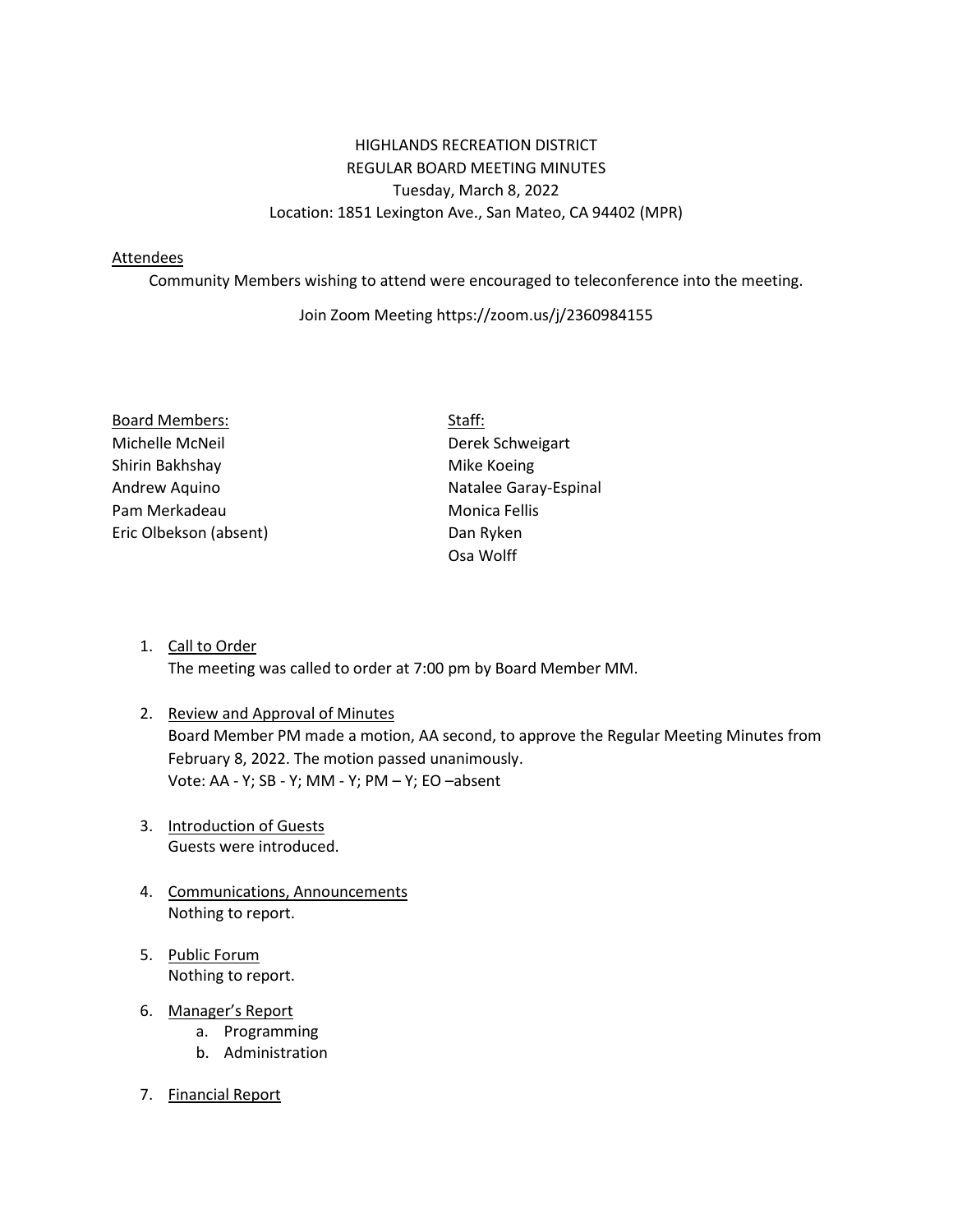HIGHLANDS RECREATION DISTRICT
REGULAR BOARD MEETING MINUTES
Tuesday, March 8, 2022
Location: 1851 Lexington Ave., San Mateo, CA 94402 (MPR)

Attendees

Community Members wishing to attend were encouraged to teleconference into the meeting.

Join Zoom Meeting https://zoom.us/j/2360984155

Board Members:
Michelle McNeil
Shirin Bakhshay
Andrew Aquino
Pam Merkadeau
Eric Olbekson (absent)

Staff:
Derek Schweigart
Mike Koeing
Natalee Garay-Espinal
Monica Fellis
Dan Ryken
Osa Wolff

1. Call to Order
   The meeting was called to order at 7:00 pm by Board Member MM.

2. Review and Approval of Minutes
   Board Member PM made a motion, AA second, to approve the Regular Meeting Minutes from February 8, 2022. The motion passed unanimously.
   Vote: AA - Y; SB - Y; MM - Y; PM – Y; EO –absent

3. Introduction of Guests
   Guests were introduced.

4. Communications, Announcements
   Nothing to report.

5. Public Forum
   Nothing to report.

6. Manager's Report
   a. Programming
   b. Administration

7. Financial Report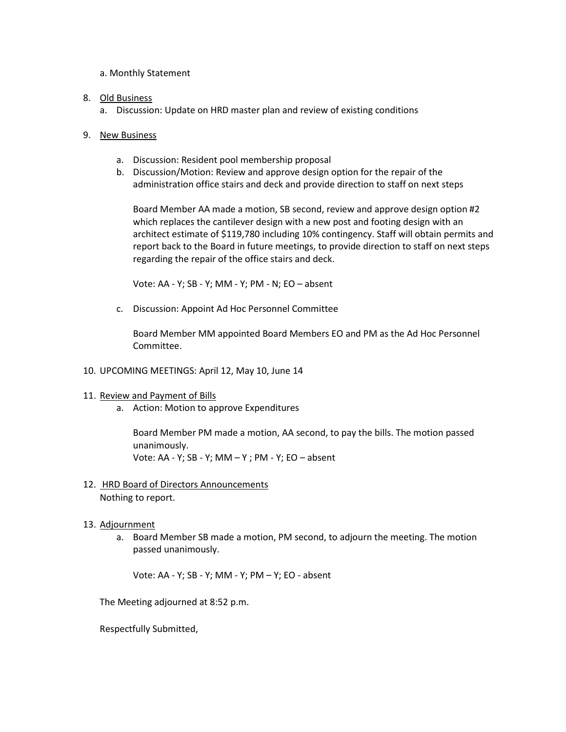a. Monthly Statement

8. <u>Old Business</u>
   a. Discussion: Update on HRD master plan and review of existing conditions

9. <u>New Business</u>
   a. Discussion: Resident pool membership proposal
   b. Discussion/Motion: Review and approve design option for the repair of the administration office stairs and deck and provide direction to staff on next steps

      Board Member AA made a motion, SB second, review and approve design option #2 which replaces the cantilever design with a new post and footing design with an architect estimate of $119,780 including 10% contingency. Staff will obtain permits and report back to the Board in future meetings, to provide direction to staff on next steps regarding the repair of the office stairs and deck.

      Vote: AA - Y; SB - Y; MM - Y; PM - N; EO – absent

   c. Discussion: Appoint Ad Hoc Personnel Committee

      Board Member MM appointed Board Members EO and PM as the Ad Hoc Personnel Committee.

10. UPCOMING MEETINGS: April 12, May 10, June 14

11. <u>Review and Payment of Bills</u>
    a. Action: Motion to approve Expenditures

       Board Member PM made a motion, AA second, to pay the bills. The motion passed unanimously.
       Vote: AA - Y; SB - Y; MM – Y ; PM - Y; EO – absent

12. <u>HRD Board of Directors Announcements</u>
    Nothing to report.

13. <u>Adjournment</u>
    a. Board Member SB made a motion, PM second, to adjourn the meeting. The motion passed unanimously.

       Vote: AA - Y; SB - Y; MM - Y; PM – Y; EO - absent

The Meeting adjourned at 8:52 p.m.

Respectfully Submitted,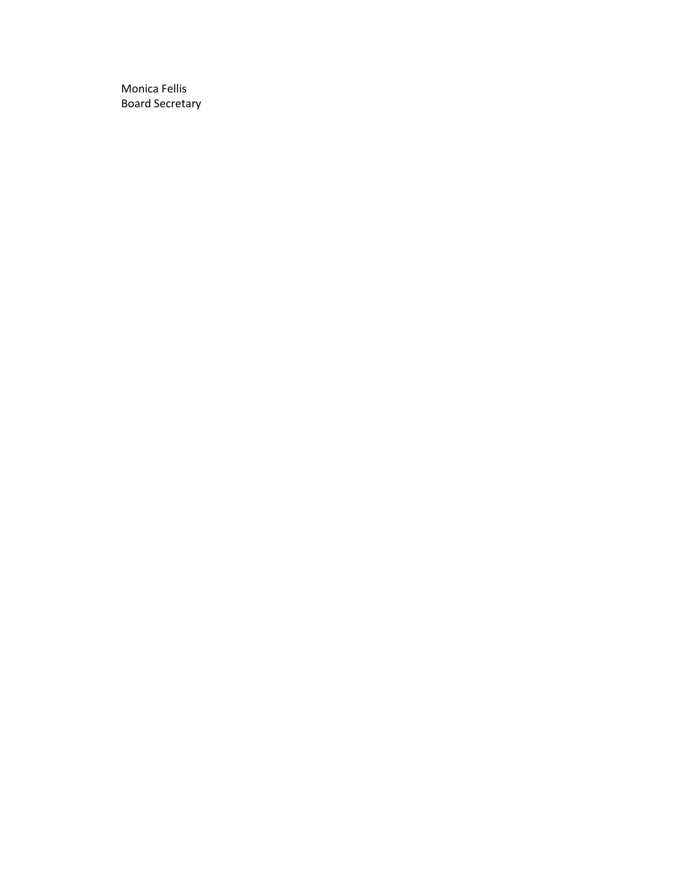Monica Fellis
Board Secretary